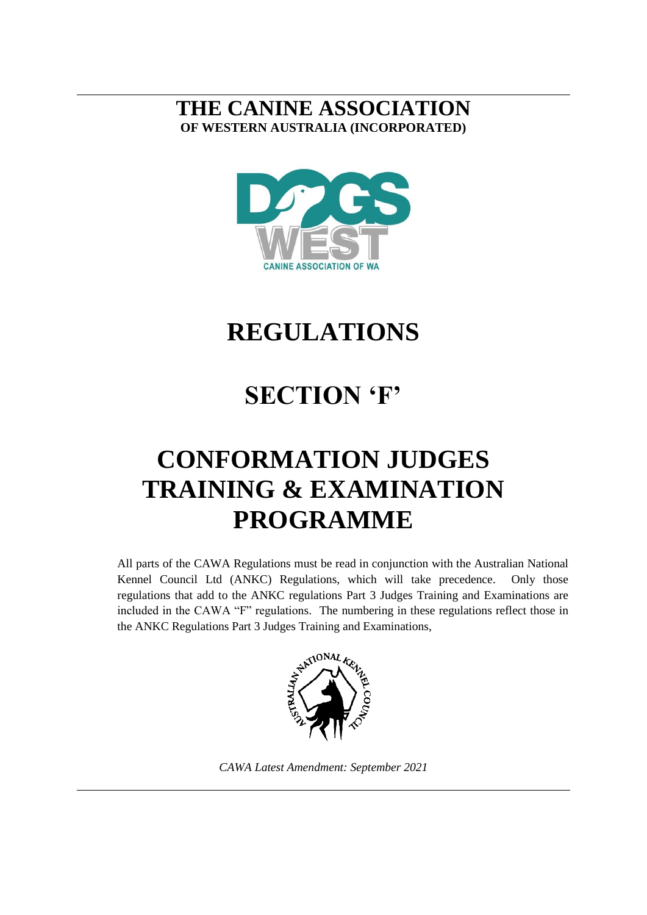# THE CANINE ASSOCIATION
**OF WESTERN AUSTRALIA (INCORPORATED)**

# REGULATIONS

# SECTION 'F'

# CONFORMATION JUDGES TRAINING & EXAMINATION PROGRAMME

All parts of the CAWA Regulations must be read in conjunction with the Australian National Kennel Council Ltd (ANKC) Regulations, which will take precedence. Only those regulations that add to the ANKC regulations Part 3 Judges Training and Examinations are included in the CAWA "F" regulations. The numbering in these regulations reflect those in the ANKC Regulations Part 3 Judges Training and Examinations,

*CAWA Latest Amendment: September 2021*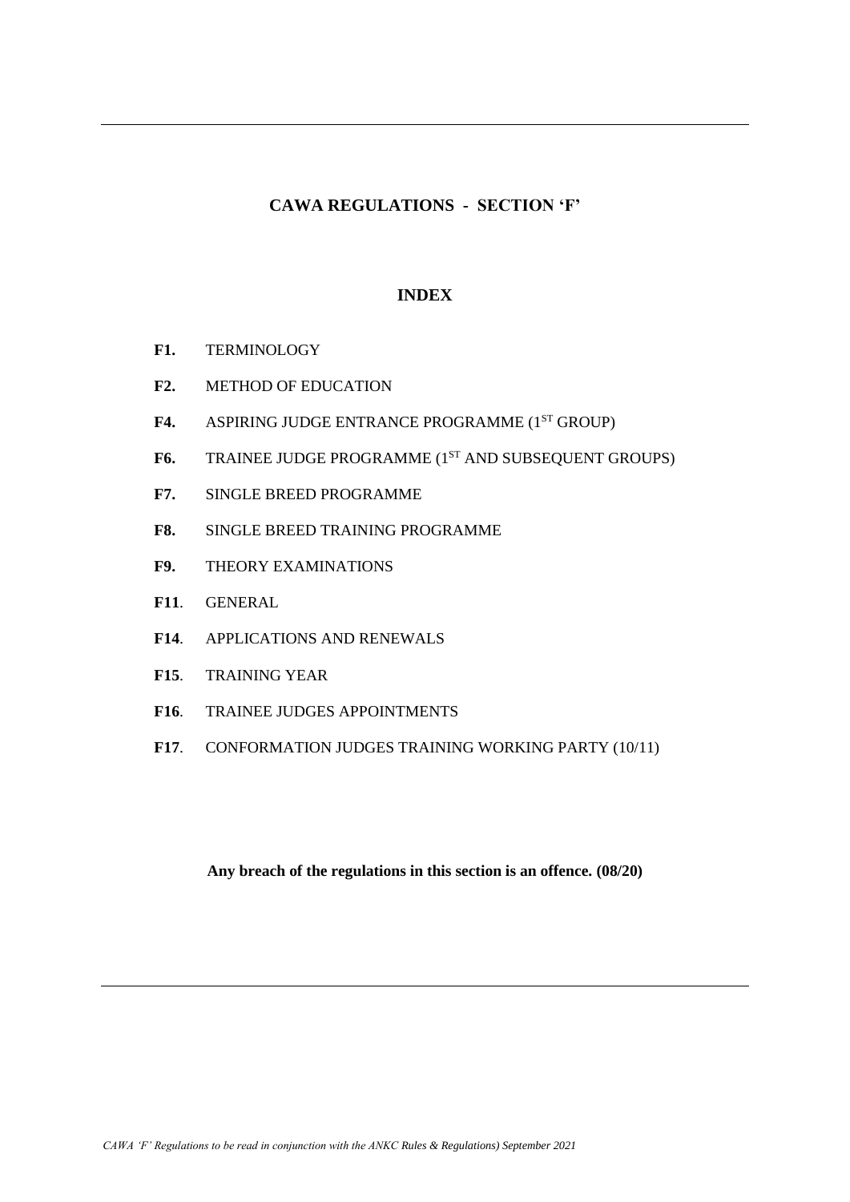## CAWA REGULATIONS - SECTION 'F'

### INDEX

- **F1.** TERMINOLOGY
- **F2.** METHOD OF EDUCATION
- **F4.** ASPIRING JUDGE ENTRANCE PROGRAMME (1ST GROUP)
- **F6.** TRAINEE JUDGE PROGRAMME (1ST AND SUBSEQUENT GROUPS)
- **F7.** SINGLE BREED PROGRAMME
- **F8.** SINGLE BREED TRAINING PROGRAMME
- **F9.** THEORY EXAMINATIONS
- **F11**. GENERAL
- **F14**. APPLICATIONS AND RENEWALS
- **F15**. TRAINING YEAR
- **F16**. TRAINEE JUDGES APPOINTMENTS
- **F17**. CONFORMATION JUDGES TRAINING WORKING PARTY (10/11)

**Any breach of the regulations in this section is an offence. (08/20)**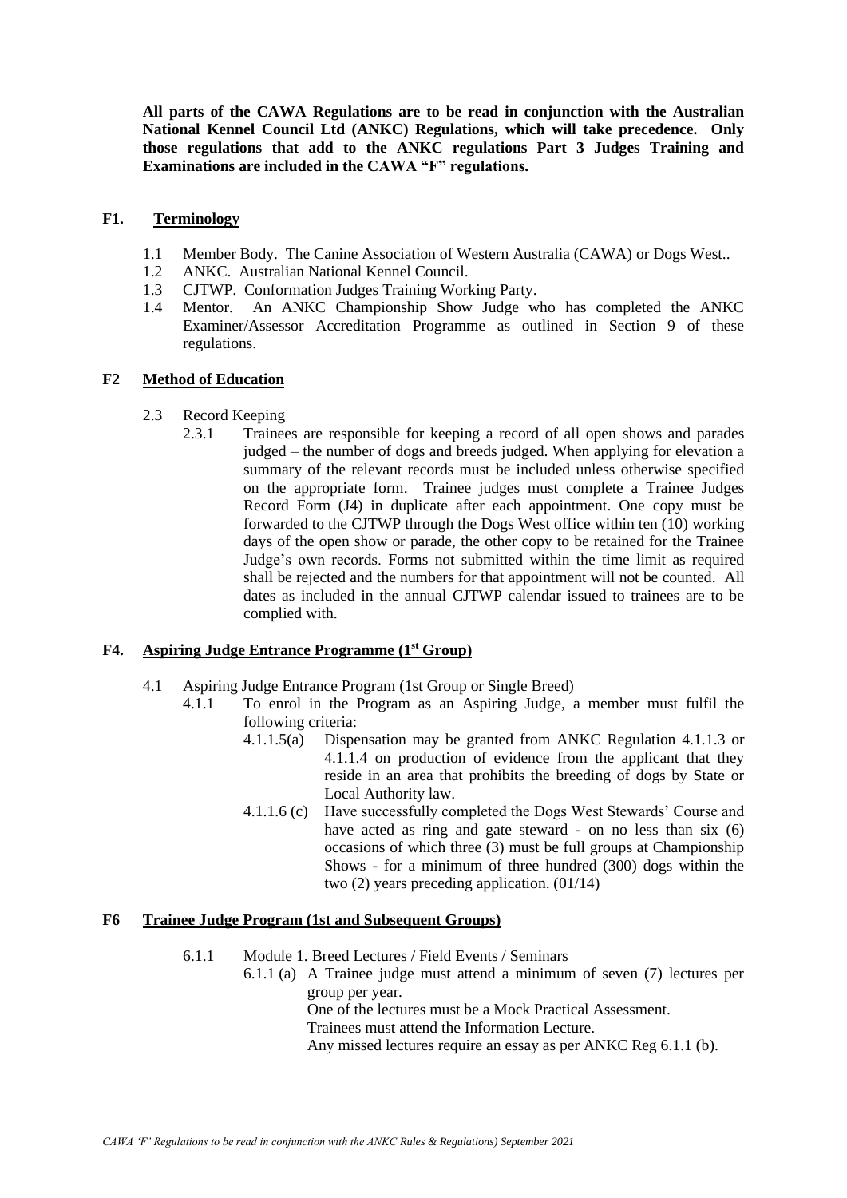**All parts of the CAWA Regulations are to be read in conjunction with the Australian National Kennel Council Ltd (ANKC) Regulations, which will take precedence. Only those regulations that add to the ANKC regulations Part 3 Judges Training and Examinations are included in the CAWA "F" regulations.**

## F1. Terminology

1.1 Member Body. The Canine Association of Western Australia (CAWA) or Dogs West..

1.2 ANKC. Australian National Kennel Council.

1.3 CJTWP. Conformation Judges Training Working Party.

1.4 Mentor. An ANKC Championship Show Judge who has completed the ANKC Examiner/Assessor Accreditation Programme as outlined in Section 9 of these regulations.

## F2 Method of Education

2.3 Record Keeping

2.3.1 Trainees are responsible for keeping a record of all open shows and parades judged – the number of dogs and breeds judged. When applying for elevation a summary of the relevant records must be included unless otherwise specified on the appropriate form. Trainee judges must complete a Trainee Judges Record Form (J4) in duplicate after each appointment. One copy must be forwarded to the CJTWP through the Dogs West office within ten (10) working days of the open show or parade, the other copy to be retained for the Trainee Judge's own records. Forms not submitted within the time limit as required shall be rejected and the numbers for that appointment will not be counted. All dates as included in the annual CJTWP calendar issued to trainees are to be complied with.

## F4. Aspiring Judge Entrance Programme (1st Group)

4.1 Aspiring Judge Entrance Program (1st Group or Single Breed)

4.1.1 To enrol in the Program as an Aspiring Judge, a member must fulfil the following criteria:

4.1.1.5(a) Dispensation may be granted from ANKC Regulation 4.1.1.3 or 4.1.1.4 on production of evidence from the applicant that they reside in an area that prohibits the breeding of dogs by State or Local Authority law.

4.1.1.6 (c) Have successfully completed the Dogs West Stewards' Course and have acted as ring and gate steward - on no less than six (6) occasions of which three (3) must be full groups at Championship Shows - for a minimum of three hundred (300) dogs within the two (2) years preceding application. (01/14)

## F6 Trainee Judge Program (1st and Subsequent Groups)

6.1.1 Module 1. Breed Lectures / Field Events / Seminars

6.1.1 (a) A Trainee judge must attend a minimum of seven (7) lectures per group per year.
One of the lectures must be a Mock Practical Assessment.
Trainees must attend the Information Lecture.
Any missed lectures require an essay as per ANKC Reg 6.1.1 (b).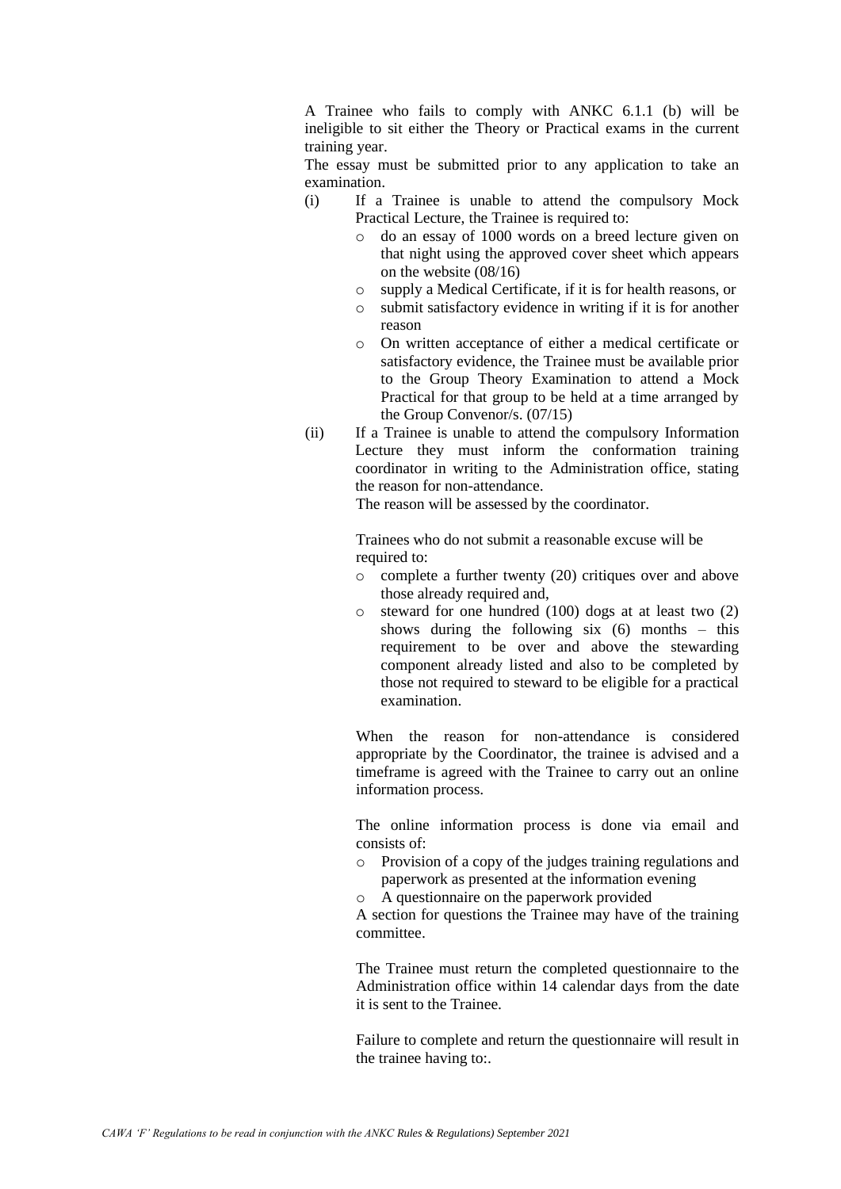A Trainee who fails to comply with ANKC 6.1.1 (b) will be ineligible to sit either the Theory or Practical exams in the current training year.

The essay must be submitted prior to any application to take an examination.

(i) If a Trainee is unable to attend the compulsory Mock Practical Lecture, the Trainee is required to:
   - do an essay of 1000 words on a breed lecture given on that night using the approved cover sheet which appears on the website (08/16)
   - supply a Medical Certificate, if it is for health reasons, or
   - submit satisfactory evidence in writing if it is for another reason
   - On written acceptance of either a medical certificate or satisfactory evidence, the Trainee must be available prior to the Group Theory Examination to attend a Mock Practical for that group to be held at a time arranged by the Group Convenor/s. (07/15)

(ii) If a Trainee is unable to attend the compulsory Information Lecture they must inform the conformation training coordinator in writing to the Administration office, stating the reason for non-attendance.

   The reason will be assessed by the coordinator.

   Trainees who do not submit a reasonable excuse will be required to:
   - complete a further twenty (20) critiques over and above those already required and,
   - steward for one hundred (100) dogs at at least two (2) shows during the following six (6) months – this requirement to be over and above the stewarding component already listed and also to be completed by those not required to steward to be eligible for a practical examination.

   When the reason for non-attendance is considered appropriate by the Coordinator, the trainee is advised and a timeframe is agreed with the Trainee to carry out an online information process.

   The online information process is done via email and consists of:
   - Provision of a copy of the judges training regulations and paperwork as presented at the information evening
   - A questionnaire on the paperwork provided

   A section for questions the Trainee may have of the training committee.

   The Trainee must return the completed questionnaire to the Administration office within 14 calendar days from the date it is sent to the Trainee.

   Failure to complete and return the questionnaire will result in the trainee having to:.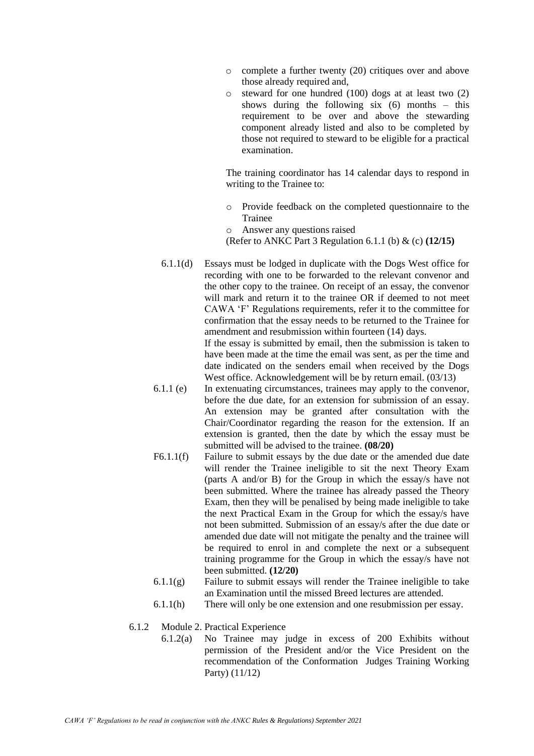- complete a further twenty (20) critiques over and above those already required and,
- steward for one hundred (100) dogs at at least two (2) shows during the following six (6) months – this requirement to be over and above the stewarding component already listed and also to be completed by those not required to steward to be eligible for a practical examination.

The training coordinator has 14 calendar days to respond in writing to the Trainee to:

- Provide feedback on the completed questionnaire to the Trainee
- Answer any questions raised

(Refer to ANKC Part 3 Regulation 6.1.1 (b) & (c) **(12/15)**

6.1.1(d) Essays must be lodged in duplicate with the Dogs West office for recording with one to be forwarded to the relevant convenor and the other copy to the trainee. On receipt of an essay, the convenor will mark and return it to the trainee OR if deemed to not meet CAWA 'F' Regulations requirements, refer it to the committee for confirmation that the essay needs to be returned to the Trainee for amendment and resubmission within fourteen (14) days.
If the essay is submitted by email, then the submission is taken to have been made at the time the email was sent, as per the time and date indicated on the senders email when received by the Dogs West office. Acknowledgement will be by return email. (03/13)

6.1.1 (e) In extenuating circumstances, trainees may apply to the convenor, before the due date, for an extension for submission of an essay. An extension may be granted after consultation with the Chair/Coordinator regarding the reason for the extension. If an extension is granted, then the date by which the essay must be submitted will be advised to the trainee. **(08/20)**

F6.1.1(f) Failure to submit essays by the due date or the amended due date will render the Trainee ineligible to sit the next Theory Exam (parts A and/or B) for the Group in which the essay/s have not been submitted. Where the trainee has already passed the Theory Exam, then they will be penalised by being made ineligible to take the next Practical Exam in the Group for which the essay/s have not been submitted. Submission of an essay/s after the due date or amended due date will not mitigate the penalty and the trainee will be required to enrol in and complete the next or a subsequent training programme for the Group in which the essay/s have not been submitted. **(12/20)**

6.1.1(g) Failure to submit essays will render the Trainee ineligible to take an Examination until the missed Breed lectures are attended.

6.1.1(h) There will only be one extension and one resubmission per essay.

6.1.2 Module 2. Practical Experience

6.1.2(a) No Trainee may judge in excess of 200 Exhibits without permission of the President and/or the Vice President on the recommendation of the Conformation Judges Training Working Party) (11/12)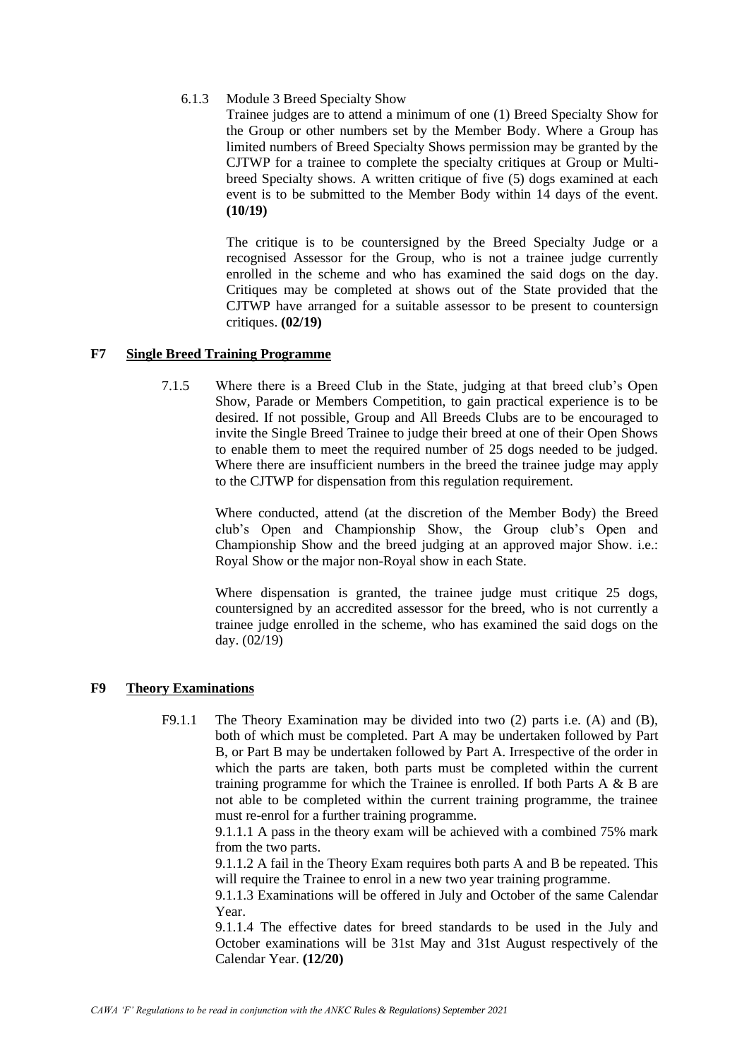6.1.3 Module 3 Breed Specialty Show

Trainee judges are to attend a minimum of one (1) Breed Specialty Show for the Group or other numbers set by the Member Body. Where a Group has limited numbers of Breed Specialty Shows permission may be granted by the CJTWP for a trainee to complete the specialty critiques at Group or Multi-breed Specialty shows. A written critique of five (5) dogs examined at each event is to be submitted to the Member Body within 14 days of the event. **(10/19)**

The critique is to be countersigned by the Breed Specialty Judge or a recognised Assessor for the Group, who is not a trainee judge currently enrolled in the scheme and who has examined the said dogs on the day. Critiques may be completed at shows out of the State provided that the CJTWP have arranged for a suitable assessor to be present to countersign critiques. **(02/19)**

## F7 Single Breed Training Programme

7.1.5 Where there is a Breed Club in the State, judging at that breed club's Open Show, Parade or Members Competition, to gain practical experience is to be desired. If not possible, Group and All Breeds Clubs are to be encouraged to invite the Single Breed Trainee to judge their breed at one of their Open Shows to enable them to meet the required number of 25 dogs needed to be judged. Where there are insufficient numbers in the breed the trainee judge may apply to the CJTWP for dispensation from this regulation requirement.

Where conducted, attend (at the discretion of the Member Body) the Breed club's Open and Championship Show, the Group club's Open and Championship Show and the breed judging at an approved major Show. i.e.: Royal Show or the major non-Royal show in each State.

Where dispensation is granted, the trainee judge must critique 25 dogs, countersigned by an accredited assessor for the breed, who is not currently a trainee judge enrolled in the scheme, who has examined the said dogs on the day. (02/19)

## F9 Theory Examinations

F9.1.1 The Theory Examination may be divided into two (2) parts i.e. (A) and (B), both of which must be completed. Part A may be undertaken followed by Part B, or Part B may be undertaken followed by Part A. Irrespective of the order in which the parts are taken, both parts must be completed within the current training programme for which the Trainee is enrolled. If both Parts A & B are not able to be completed within the current training programme, the trainee must re-enrol for a further training programme.

9.1.1.1 A pass in the theory exam will be achieved with a combined 75% mark from the two parts.

9.1.1.2 A fail in the Theory Exam requires both parts A and B be repeated. This will require the Trainee to enrol in a new two year training programme.

9.1.1.3 Examinations will be offered in July and October of the same Calendar Year.

9.1.1.4 The effective dates for breed standards to be used in the July and October examinations will be 31st May and 31st August respectively of the Calendar Year. **(12/20)**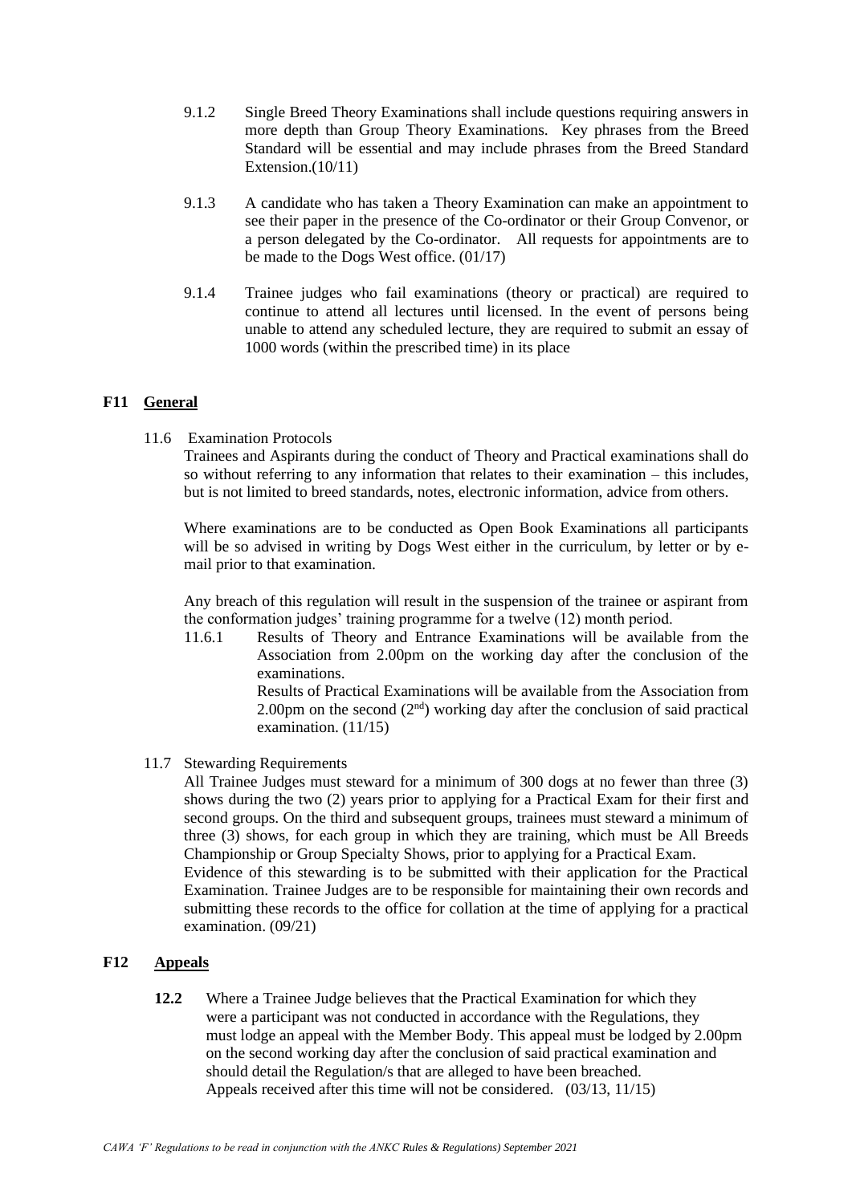9.1.2 Single Breed Theory Examinations shall include questions requiring answers in more depth than Group Theory Examinations. Key phrases from the Breed Standard will be essential and may include phrases from the Breed Standard Extension.(10/11)

9.1.3 A candidate who has taken a Theory Examination can make an appointment to see their paper in the presence of the Co-ordinator or their Group Convenor, or a person delegated by the Co-ordinator. All requests for appointments are to be made to the Dogs West office. (01/17)

9.1.4 Trainee judges who fail examinations (theory or practical) are required to continue to attend all lectures until licensed. In the event of persons being unable to attend any scheduled lecture, they are required to submit an essay of 1000 words (within the prescribed time) in its place

## F11 General

11.6 Examination Protocols

Trainees and Aspirants during the conduct of Theory and Practical examinations shall do so without referring to any information that relates to their examination – this includes, but is not limited to breed standards, notes, electronic information, advice from others.

Where examinations are to be conducted as Open Book Examinations all participants will be so advised in writing by Dogs West either in the curriculum, by letter or by e-mail prior to that examination.

Any breach of this regulation will result in the suspension of the trainee or aspirant from the conformation judges' training programme for a twelve (12) month period.

11.6.1 Results of Theory and Entrance Examinations will be available from the Association from 2.00pm on the working day after the conclusion of the examinations.
Results of Practical Examinations will be available from the Association from 2.00pm on the second (2nd) working day after the conclusion of said practical examination. (11/15)

11.7 Stewarding Requirements

All Trainee Judges must steward for a minimum of 300 dogs at no fewer than three (3) shows during the two (2) years prior to applying for a Practical Exam for their first and second groups. On the third and subsequent groups, trainees must steward a minimum of three (3) shows, for each group in which they are training, which must be All Breeds Championship or Group Specialty Shows, prior to applying for a Practical Exam.
Evidence of this stewarding is to be submitted with their application for the Practical Examination. Trainee Judges are to be responsible for maintaining their own records and submitting these records to the office for collation at the time of applying for a practical examination. (09/21)

## F12 Appeals

**12.2** Where a Trainee Judge believes that the Practical Examination for which they were a participant was not conducted in accordance with the Regulations, they must lodge an appeal with the Member Body. This appeal must be lodged by 2.00pm on the second working day after the conclusion of said practical examination and should detail the Regulation/s that are alleged to have been breached.
Appeals received after this time will not be considered. (03/13, 11/15)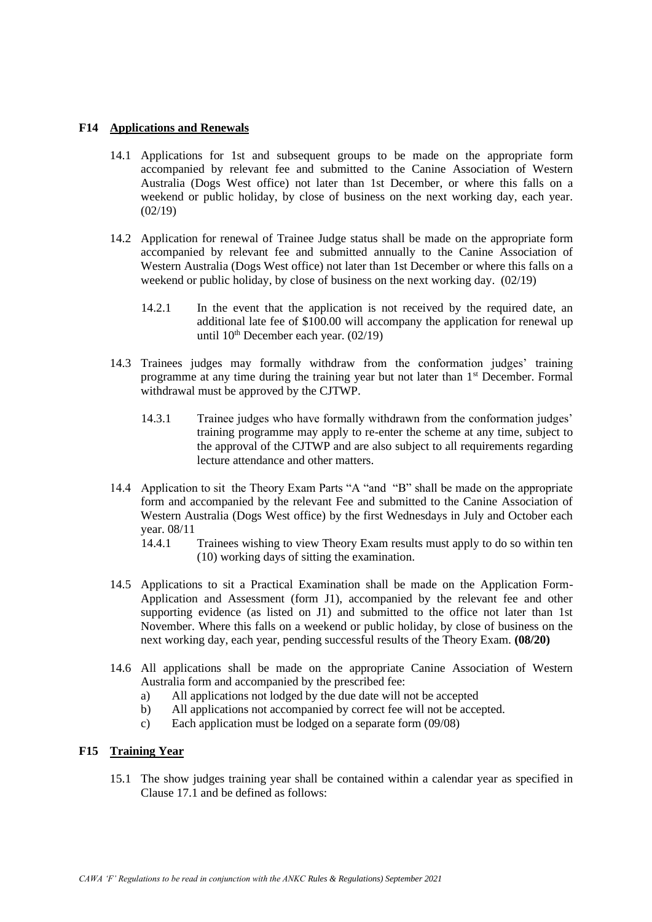## F14 Applications and Renewals

14.1 Applications for 1st and subsequent groups to be made on the appropriate form accompanied by relevant fee and submitted to the Canine Association of Western Australia (Dogs West office) not later than 1st December, or where this falls on a weekend or public holiday, by close of business on the next working day, each year. (02/19)

14.2 Application for renewal of Trainee Judge status shall be made on the appropriate form accompanied by relevant fee and submitted annually to the Canine Association of Western Australia (Dogs West office) not later than 1st December or where this falls on a weekend or public holiday, by close of business on the next working day. (02/19)

14.2.1 In the event that the application is not received by the required date, an additional late fee of $100.00 will accompany the application for renewal up until 10th December each year. (02/19)

14.3 Trainees judges may formally withdraw from the conformation judges' training programme at any time during the training year but not later than 1st December. Formal withdrawal must be approved by the CJTWP.

14.3.1 Trainee judges who have formally withdrawn from the conformation judges' training programme may apply to re-enter the scheme at any time, subject to the approval of the CJTWP and are also subject to all requirements regarding lecture attendance and other matters.

14.4 Application to sit the Theory Exam Parts "A "and "B" shall be made on the appropriate form and accompanied by the relevant Fee and submitted to the Canine Association of Western Australia (Dogs West office) by the first Wednesdays in July and October each year. 08/11

14.4.1 Trainees wishing to view Theory Exam results must apply to do so within ten (10) working days of sitting the examination.

14.5 Applications to sit a Practical Examination shall be made on the Application Form-Application and Assessment (form J1), accompanied by the relevant fee and other supporting evidence (as listed on J1) and submitted to the office not later than 1st November. Where this falls on a weekend or public holiday, by close of business on the next working day, each year, pending successful results of the Theory Exam. **(08/20)**

14.6 All applications shall be made on the appropriate Canine Association of Western Australia form and accompanied by the prescribed fee:

a) All applications not lodged by the due date will not be accepted
b) All applications not accompanied by correct fee will not be accepted.
c) Each application must be lodged on a separate form (09/08)

## F15 Training Year

15.1 The show judges training year shall be contained within a calendar year as specified in Clause 17.1 and be defined as follows: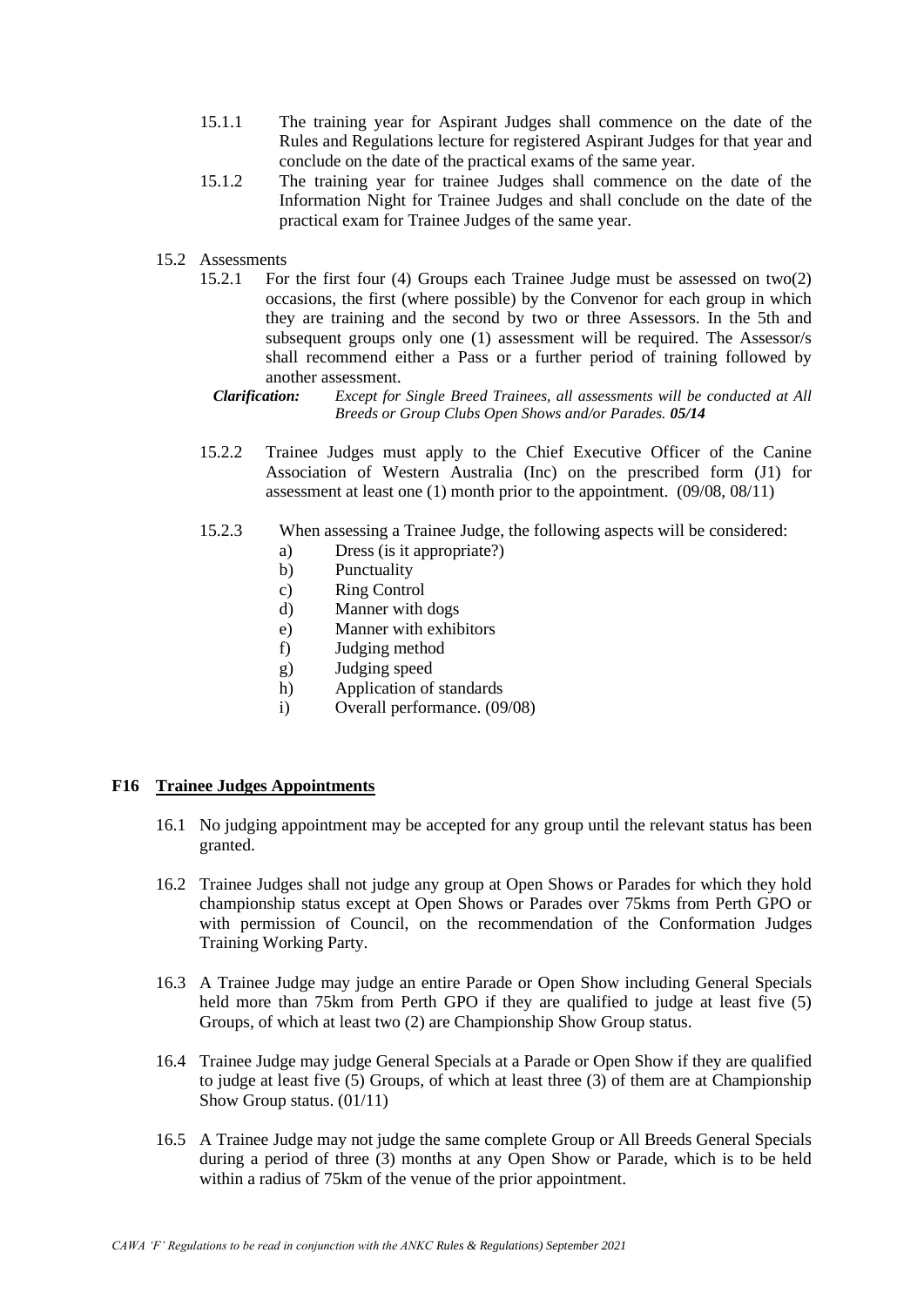15.1.1 The training year for Aspirant Judges shall commence on the date of the Rules and Regulations lecture for registered Aspirant Judges for that year and conclude on the date of the practical exams of the same year.

15.1.2 The training year for trainee Judges shall commence on the date of the Information Night for Trainee Judges and shall conclude on the date of the practical exam for Trainee Judges of the same year.

15.2 Assessments

15.2.1 For the first four (4) Groups each Trainee Judge must be assessed on two(2) occasions, the first (where possible) by the Convenor for each group in which they are training and the second by two or three Assessors. In the 5th and subsequent groups only one (1) assessment will be required. The Assessor/s shall recommend either a Pass or a further period of training followed by another assessment.

***Clarification:*** *Except for Single Breed Trainees, all assessments will be conducted at All Breeds or Group Clubs Open Shows and/or Parades.* ***05/14***

15.2.2 Trainee Judges must apply to the Chief Executive Officer of the Canine Association of Western Australia (Inc) on the prescribed form (J1) for assessment at least one (1) month prior to the appointment. (09/08, 08/11)

15.2.3 When assessing a Trainee Judge, the following aspects will be considered:

a) Dress (is it appropriate?)
b) Punctuality
c) Ring Control
d) Manner with dogs
e) Manner with exhibitors
f) Judging method
g) Judging speed
h) Application of standards
i) Overall performance. (09/08)

## F16 <u>Trainee Judges Appointments</u>

16.1 No judging appointment may be accepted for any group until the relevant status has been granted.

16.2 Trainee Judges shall not judge any group at Open Shows or Parades for which they hold championship status except at Open Shows or Parades over 75kms from Perth GPO or with permission of Council, on the recommendation of the Conformation Judges Training Working Party.

16.3 A Trainee Judge may judge an entire Parade or Open Show including General Specials held more than 75km from Perth GPO if they are qualified to judge at least five (5) Groups, of which at least two (2) are Championship Show Group status.

16.4 Trainee Judge may judge General Specials at a Parade or Open Show if they are qualified to judge at least five (5) Groups, of which at least three (3) of them are at Championship Show Group status. (01/11)

16.5 A Trainee Judge may not judge the same complete Group or All Breeds General Specials during a period of three (3) months at any Open Show or Parade, which is to be held within a radius of 75km of the venue of the prior appointment.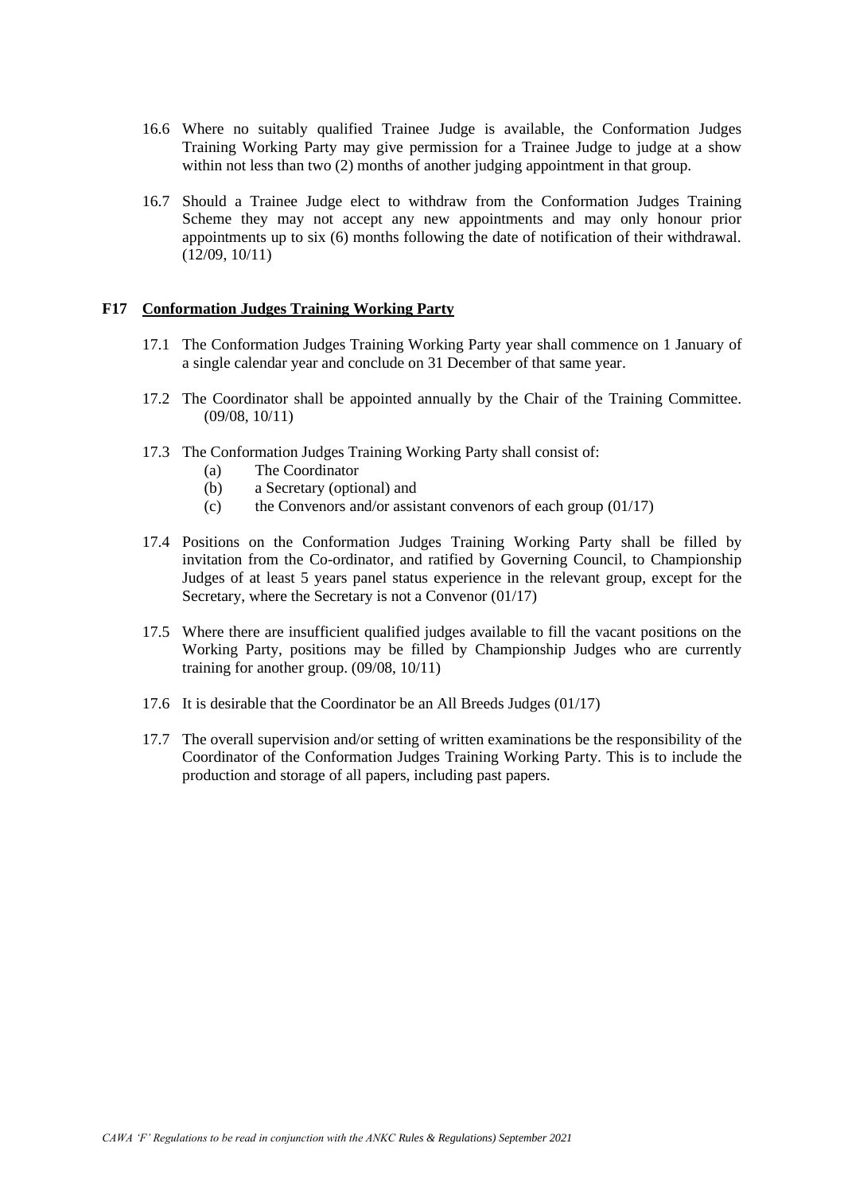16.6 Where no suitably qualified Trainee Judge is available, the Conformation Judges Training Working Party may give permission for a Trainee Judge to judge at a show within not less than two (2) months of another judging appointment in that group.

16.7 Should a Trainee Judge elect to withdraw from the Conformation Judges Training Scheme they may not accept any new appointments and may only honour prior appointments up to six (6) months following the date of notification of their withdrawal. (12/09, 10/11)

## F17 Conformation Judges Training Working Party

17.1 The Conformation Judges Training Working Party year shall commence on 1 January of a single calendar year and conclude on 31 December of that same year.

17.2 The Coordinator shall be appointed annually by the Chair of the Training Committee. (09/08, 10/11)

17.3 The Conformation Judges Training Working Party shall consist of:

- (a) The Coordinator
- (b) a Secretary (optional) and
- (c) the Convenors and/or assistant convenors of each group (01/17)

17.4 Positions on the Conformation Judges Training Working Party shall be filled by invitation from the Co-ordinator, and ratified by Governing Council, to Championship Judges of at least 5 years panel status experience in the relevant group, except for the Secretary, where the Secretary is not a Convenor (01/17)

17.5 Where there are insufficient qualified judges available to fill the vacant positions on the Working Party, positions may be filled by Championship Judges who are currently training for another group. (09/08, 10/11)

17.6 It is desirable that the Coordinator be an All Breeds Judges (01/17)

17.7 The overall supervision and/or setting of written examinations be the responsibility of the Coordinator of the Conformation Judges Training Working Party. This is to include the production and storage of all papers, including past papers.